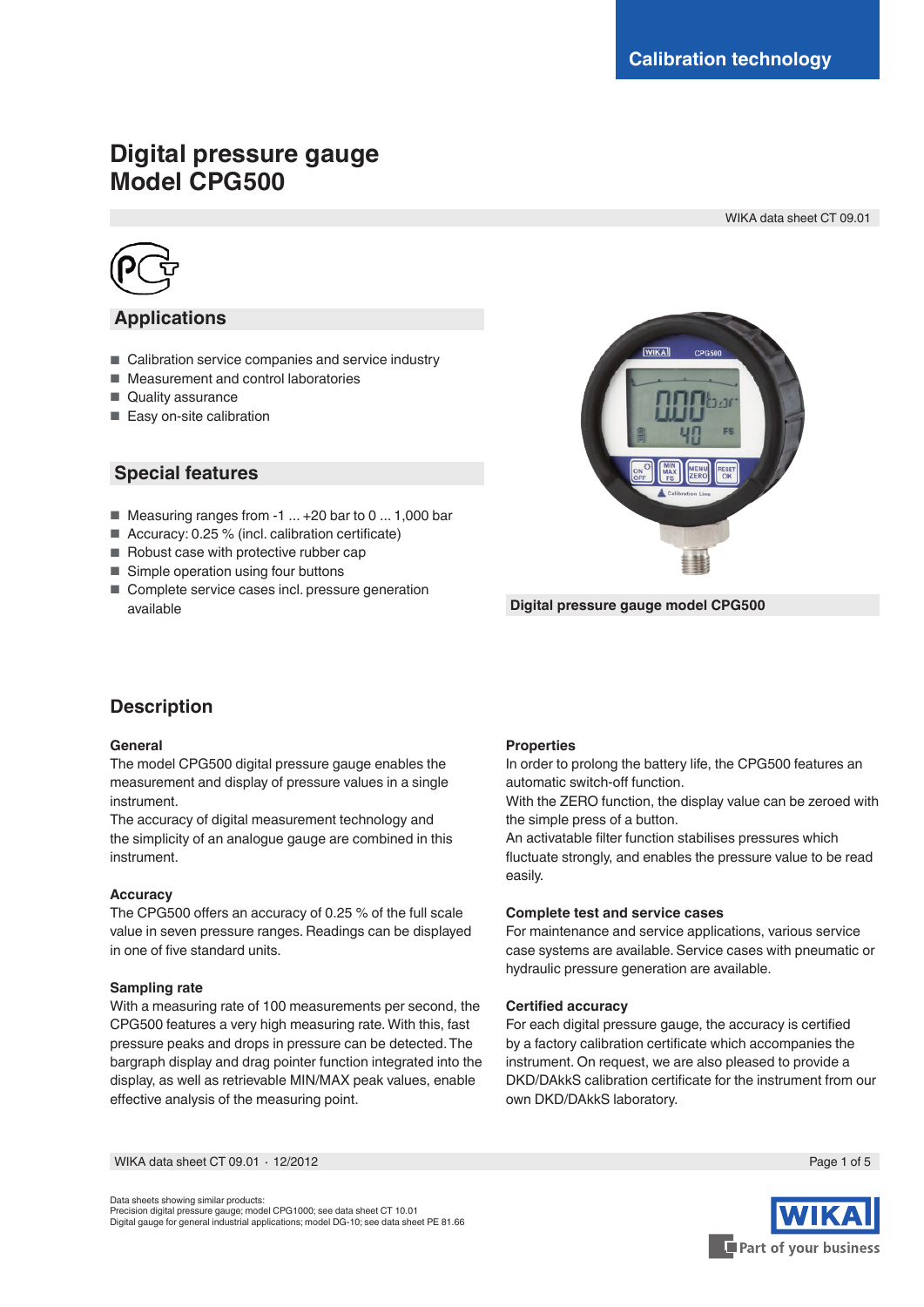Calibration technology

# Digital pressure gauge
# Model CPG500

WIKA data sheet CT 09.01

## Applications

- Calibration service companies and service industry
- Measurement and control laboratories
- Quality assurance
- Easy on-site calibration

## Special features

- Measuring ranges from -1 ... +20 bar to 0 ... 1,000 bar
- Accuracy: 0.25 % (incl. calibration certificate)
- Robust case with protective rubber cap
- Simple operation using four buttons
- Complete service cases incl. pressure generation available

Digital pressure gauge model CPG500

## Description

### General

The model CPG500 digital pressure gauge enables the measurement and display of pressure values in a single instrument.
The accuracy of digital measurement technology and the simplicity of an analogue gauge are combined in this instrument.

### Accuracy

The CPG500 offers an accuracy of 0.25 % of the full scale value in seven pressure ranges. Readings can be displayed in one of five standard units.

### Sampling rate

With a measuring rate of 100 measurements per second, the CPG500 features a very high measuring rate. With this, fast pressure peaks and drops in pressure can be detected. The bargraph display and drag pointer function integrated into the display, as well as retrievable MIN/MAX peak values, enable effective analysis of the measuring point.

### Properties

In order to prolong the battery life, the CPG500 features an automatic switch-off function.
With the ZERO function, the display value can be zeroed with the simple press of a button.
An activatable filter function stabilises pressures which fluctuate strongly, and enables the pressure value to be read easily.

### Complete test and service cases

For maintenance and service applications, various service case systems are available. Service cases with pneumatic or hydraulic pressure generation are available.

### Certified accuracy

For each digital pressure gauge, the accuracy is certified by a factory calibration certificate which accompanies the instrument. On request, we are also pleased to provide a DKD/DAkkS calibration certificate for the instrument from our own DKD/DAkkS laboratory.

Data sheets showing similar products:
Precision digital pressure gauge; model CPG1000; see data sheet CT 10.01
Digital gauge for general industrial applications; model DG-10; see data sheet PE 81.66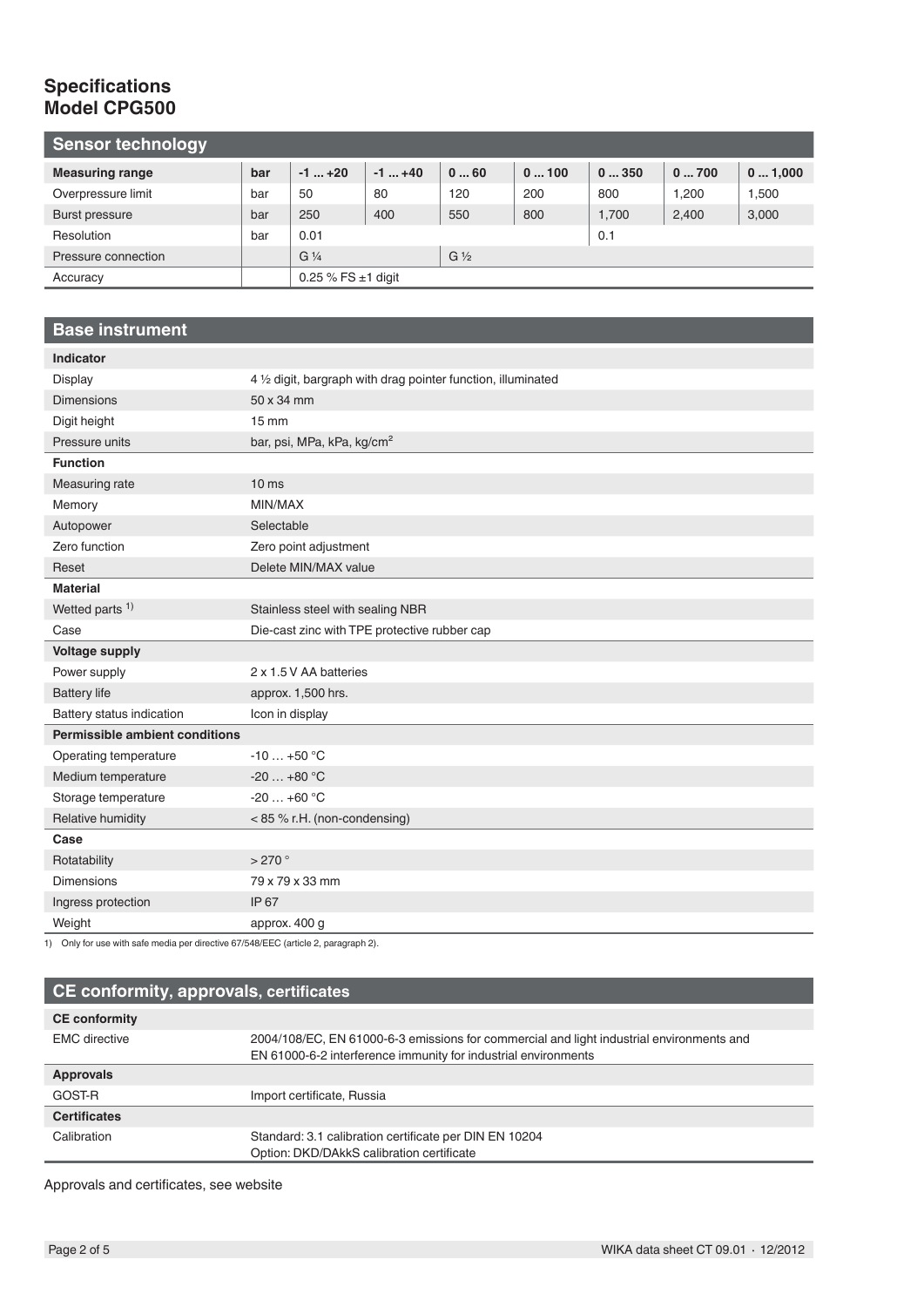# Specifications
# Model CPG500

## Sensor technology

| Measuring range | bar | -1 ... +20 | -1 ... +40 | 0 ... 60 | 0 ... 100 | 0 ... 350 | 0 ... 700 | 0 ... 1,000 |
|---|---|---|---|---|---|---|---|---|
| Overpressure limit | bar | 50 | 80 | 120 | 200 | 800 | 1,200 | 1,500 |
| Burst pressure | bar | 250 | 400 | 550 | 800 | 1,700 | 2,400 | 3,000 |
| Resolution | bar | 0.01 | | | | 0.1 | | |
| Pressure connection | | G ¼ | | G ½ | | | | |
| Accuracy | | 0.25 % FS ±1 digit | | | | | | |

## Base instrument

| **Indicator** | |
|---|---|
| Display | 4 ½ digit, bargraph with drag pointer function, illuminated |
| Dimensions | 50 x 34 mm |
| Digit height | 15 mm |
| Pressure units | bar, psi, MPa, kPa, kg/cm² |
| **Function** | |
| Measuring rate | 10 ms |
| Memory | MIN/MAX |
| Autopower | Selectable |
| Zero function | Zero point adjustment |
| Reset | Delete MIN/MAX value |
| **Material** | |
| Wetted parts [1] | Stainless steel with sealing NBR |
| Case | Die-cast zinc with TPE protective rubber cap |
| **Voltage supply** | |
| Power supply | 2 x 1.5 V AA batteries |
| Battery life | approx. 1,500 hrs. |
| Battery status indication | Icon in display |
| **Permissible ambient conditions** | |
| Operating temperature | -10 … +50 °C |
| Medium temperature | -20 … +80 °C |
| Storage temperature | -20 … +60 °C |
| Relative humidity | < 85 % r.H. (non-condensing) |
| **Case** | |
| Rotatability | > 270 ° |
| Dimensions | 79 x 79 x 33 mm |
| Ingress protection | IP 67 |
| Weight | approx. 400 g |

1) Only for use with safe media per directive 67/548/EEC (article 2, paragraph 2).

## CE conformity, approvals, certificates

| **CE conformity** | |
|---|---|
| EMC directive | 2004/108/EC, EN 61000-6-3 emissions for commercial and light industrial environments and EN 61000-6-2 interference immunity for industrial environments |
| **Approvals** | |
| GOST-R | Import certificate, Russia |
| **Certificates** | |
| Calibration | Standard: 3.1 calibration certificate per DIN EN 10204<br>Option: DKD/DAkkS calibration certificate |

Approvals and certificates, see website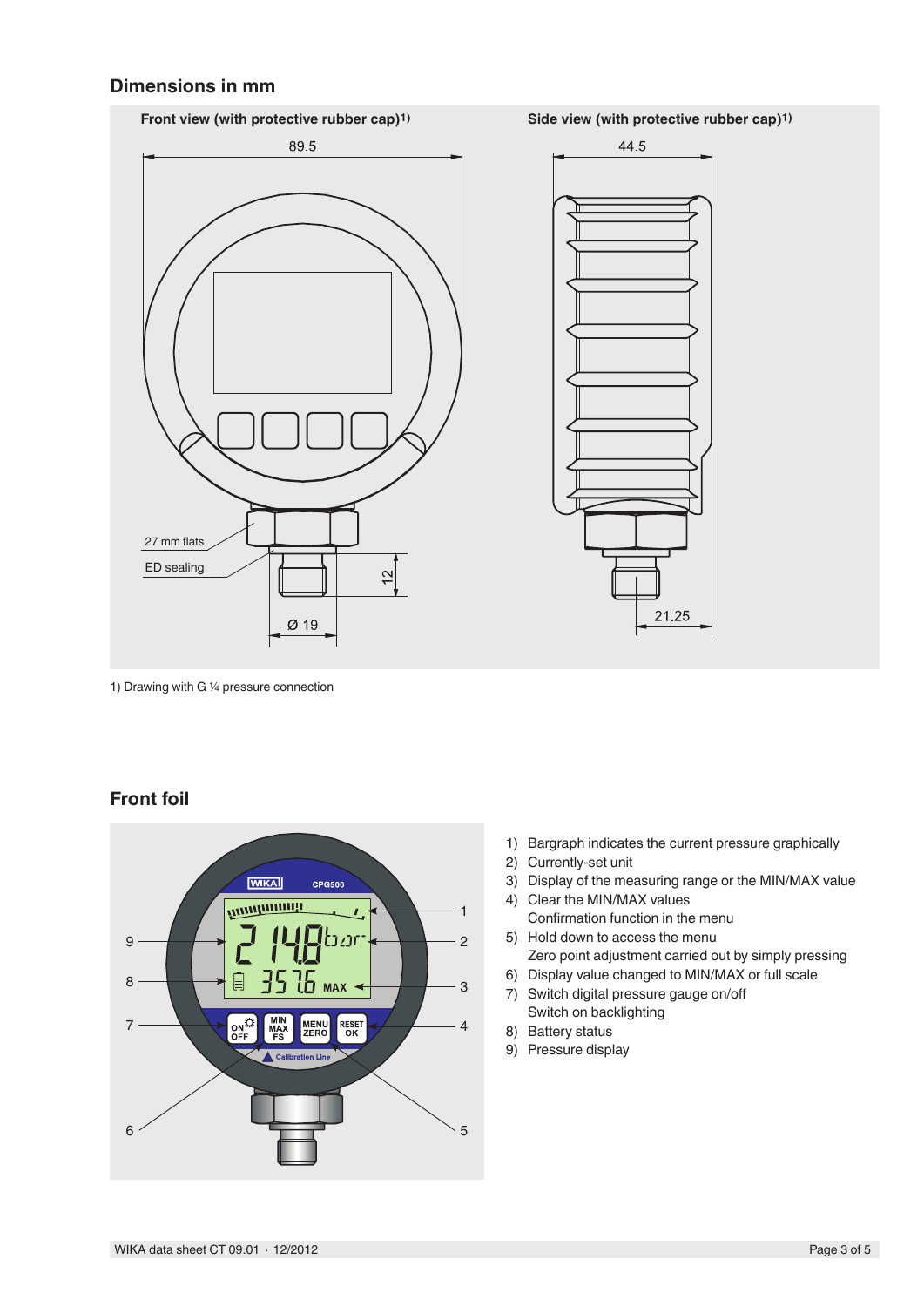## Dimensions in mm

**Front view (with protective rubber cap)[1)]**

**Side view (with protective rubber cap)[1)]**

89.5

44.5

27 mm flats

ED sealing

12

Ø 19

21.25

1) Drawing with G ¼ pressure connection

## Front foil

1) Bargraph indicates the current pressure graphically
2) Currently-set unit
3) Display of the measuring range or the MIN/MAX value
4) Clear the MIN/MAX values
   Confirmation function in the menu
5) Hold down to access the menu
   Zero point adjustment carried out by simply pressing
6) Display value changed to MIN/MAX or full scale
7) Switch digital pressure gauge on/off
   Switch on backlighting
8) Battery status
9) Pressure display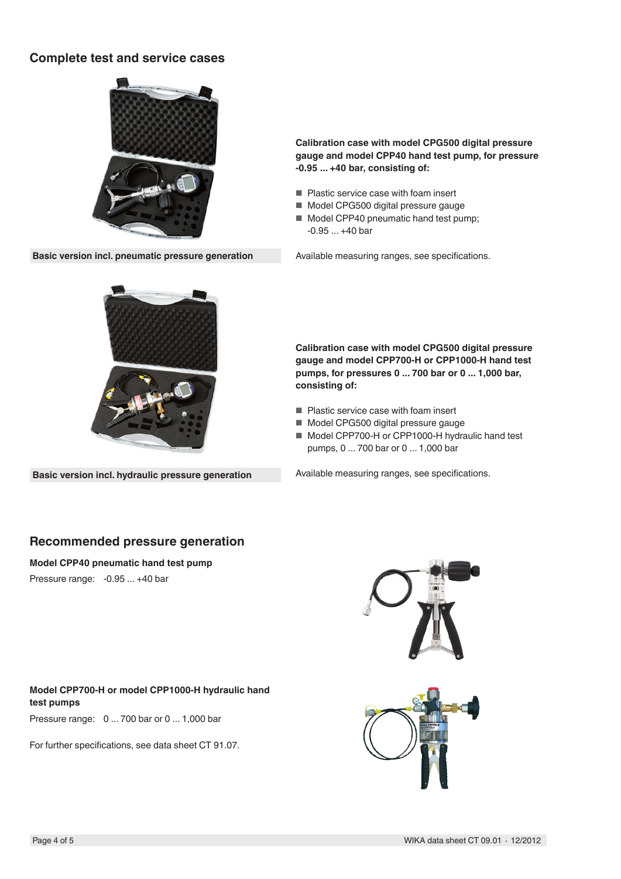## Complete test and service cases

**Basic version incl. pneumatic pressure generation**

**Calibration case with model CPG500 digital pressure gauge and model CPP40 hand test pump, for pressure -0.95 ... +40 bar, consisting of:**

- Plastic service case with foam insert
- Model CPG500 digital pressure gauge
- Model CPP40 pneumatic hand test pump; -0.95 ... +40 bar

Available measuring ranges, see specifications.

**Basic version incl. hydraulic pressure generation**

**Calibration case with model CPG500 digital pressure gauge and model CPP700-H or CPP1000-H hand test pumps, for pressures 0 ... 700 bar or 0 ... 1,000 bar, consisting of:**

- Plastic service case with foam insert
- Model CPG500 digital pressure gauge
- Model CPP700-H or CPP1000-H hydraulic hand test pumps, 0 ... 700 bar or 0 ... 1,000 bar

Available measuring ranges, see specifications.

## Recommended pressure generation

**Model CPP40 pneumatic hand test pump**

Pressure range: -0.95 ... +40 bar

**Model CPP700-H or model CPP1000-H hydraulic hand test pumps**

Pressure range: 0 ... 700 bar or 0 ... 1,000 bar

For further specifications, see data sheet CT 91.07.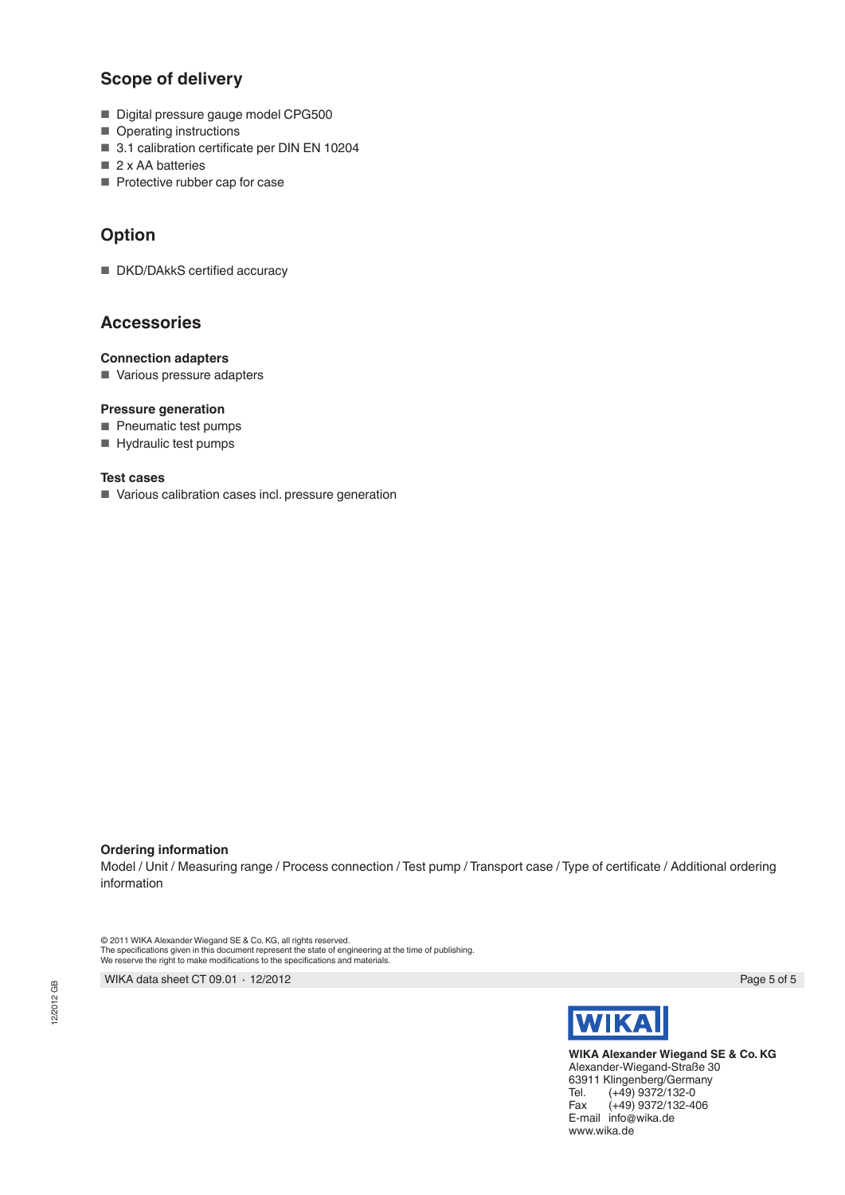## Scope of delivery

- Digital pressure gauge model CPG500
- Operating instructions
- 3.1 calibration certificate per DIN EN 10204
- 2 x AA batteries
- Protective rubber cap for case

## Option

- DKD/DAkkS certified accuracy

## Accessories

**Connection adapters**

- Various pressure adapters

**Pressure generation**

- Pneumatic test pumps
- Hydraulic test pumps

**Test cases**

- Various calibration cases incl. pressure generation

**Ordering information**

Model / Unit / Measuring range / Process connection / Test pump / Transport case / Type of certificate / Additional ordering information

© 2011 WIKA Alexander Wiegand SE & Co. KG, all rights reserved.
The specifications given in this document represent the state of engineering at the time of publishing.
We reserve the right to make modifications to the specifications and materials.

WIKA data sheet CT 09.01 · 12/2012

12/2012 GB

**WIKA Alexander Wiegand SE & Co. KG**
Alexander-Wiegand-Straße 30
63911 Klingenberg/Germany
Tel. (+49) 9372/132-0
Fax (+49) 9372/132-406
E-mail info@wika.de
www.wika.de